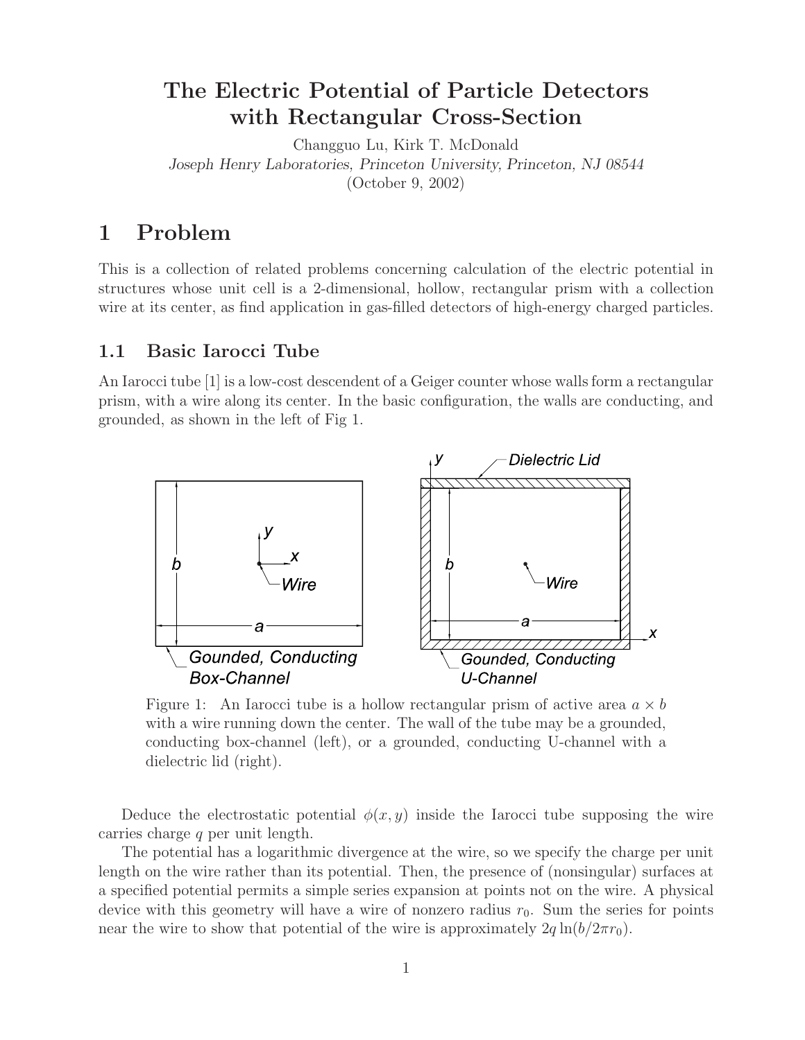# The Electric Potential of Particle Detectors with Rectangular Cross-Section

Changguo Lu, Kirk T. McDonald

*Joseph Henry Laboratories, Princeton University, Princeton, NJ 08544*

(October 9, 2002)

## 1 Problem

This is a collection of related problems concerning calculation of the electric potential in structures whose unit cell is a 2-dimensional, hollow, rectangular prism with a collection wire at its center, as find application in gas-filled detectors of high-energy charged particles.

### 1.1 Basic Iarocci Tube

An Iarocci tube [1] is a low-cost descendent of a Geiger counter whose walls form a rectangular prism, with a wire along its center. In the basic configuration, the walls are conducting, and grounded, as shown in the left of Fig 1.

Figure 1: An Iarocci tube is a hollow rectangular prism of active area $a \times b$ with a wire running down the center. The wall of the tube may be a grounded, conducting box-channel (left), or a grounded, conducting U-channel with a dielectric lid (right).

Deduce the electrostatic potential $\phi(x, y)$ inside the Iarocci tube supposing the wire carries charge $q$ per unit length.

The potential has a logarithmic divergence at the wire, so we specify the charge per unit length on the wire rather than its potential. Then, the presence of (nonsingular) surfaces at a specified potential permits a simple series expansion at points not on the wire. A physical device with this geometry will have a wire of nonzero radius $r_0$. Sum the series for points near the wire to show that potential of the wire is approximately $2q \ln(b/2\pi r_0)$.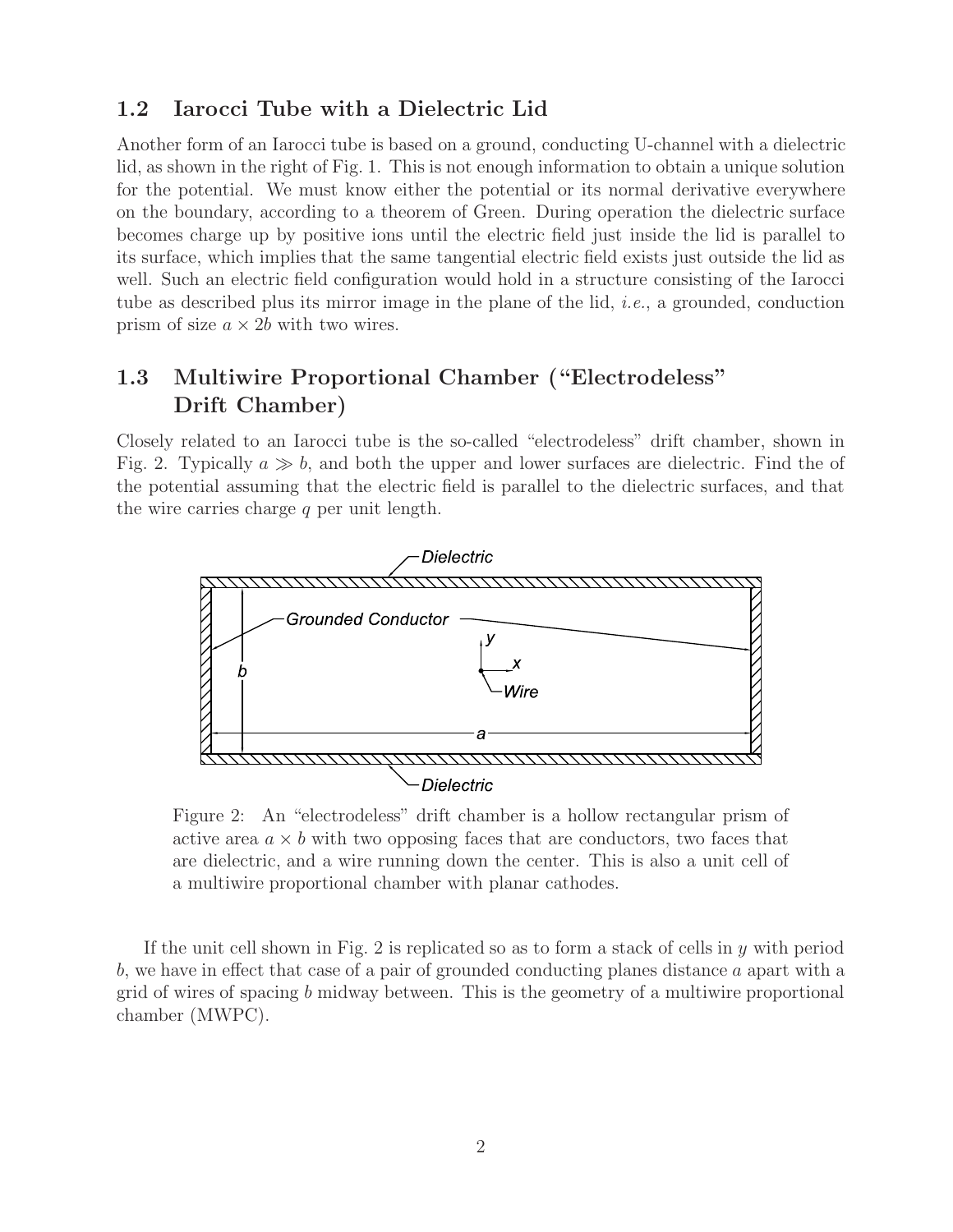## 1.2 Iarocci Tube with a Dielectric Lid

Another form of an Iarocci tube is based on a ground, conducting U-channel with a dielectric lid, as shown in the right of Fig. 1. This is not enough information to obtain a unique solution for the potential. We must know either the potential or its normal derivative everywhere on the boundary, according to a theorem of Green. During operation the dielectric surface becomes charge up by positive ions until the electric field just inside the lid is parallel to its surface, which implies that the same tangential electric field exists just outside the lid as well. Such an electric field configuration would hold in a structure consisting of the Iarocci tube as described plus its mirror image in the plane of the lid, *i.e.*, a grounded, conduction prism of size $a \times 2b$ with two wires.

## 1.3 Multiwire Proportional Chamber ("Electrodeless" Drift Chamber)

Closely related to an Iarocci tube is the so-called "electrodeless" drift chamber, shown in Fig. 2. Typically $a \gg b$, and both the upper and lower surfaces are dielectric. Find the of the potential assuming that the electric field is parallel to the dielectric surfaces, and that the wire carries charge $q$ per unit length.

Figure 2: An "electrodeless" drift chamber is a hollow rectangular prism of active area $a \times b$ with two opposing faces that are conductors, two faces that are dielectric, and a wire running down the center. This is also a unit cell of a multiwire proportional chamber with planar cathodes.

If the unit cell shown in Fig. 2 is replicated so as to form a stack of cells in $y$ with period $b$, we have in effect that case of a pair of grounded conducting planes distance $a$ apart with a grid of wires of spacing $b$ midway between. This is the geometry of a multiwire proportional chamber (MWPC).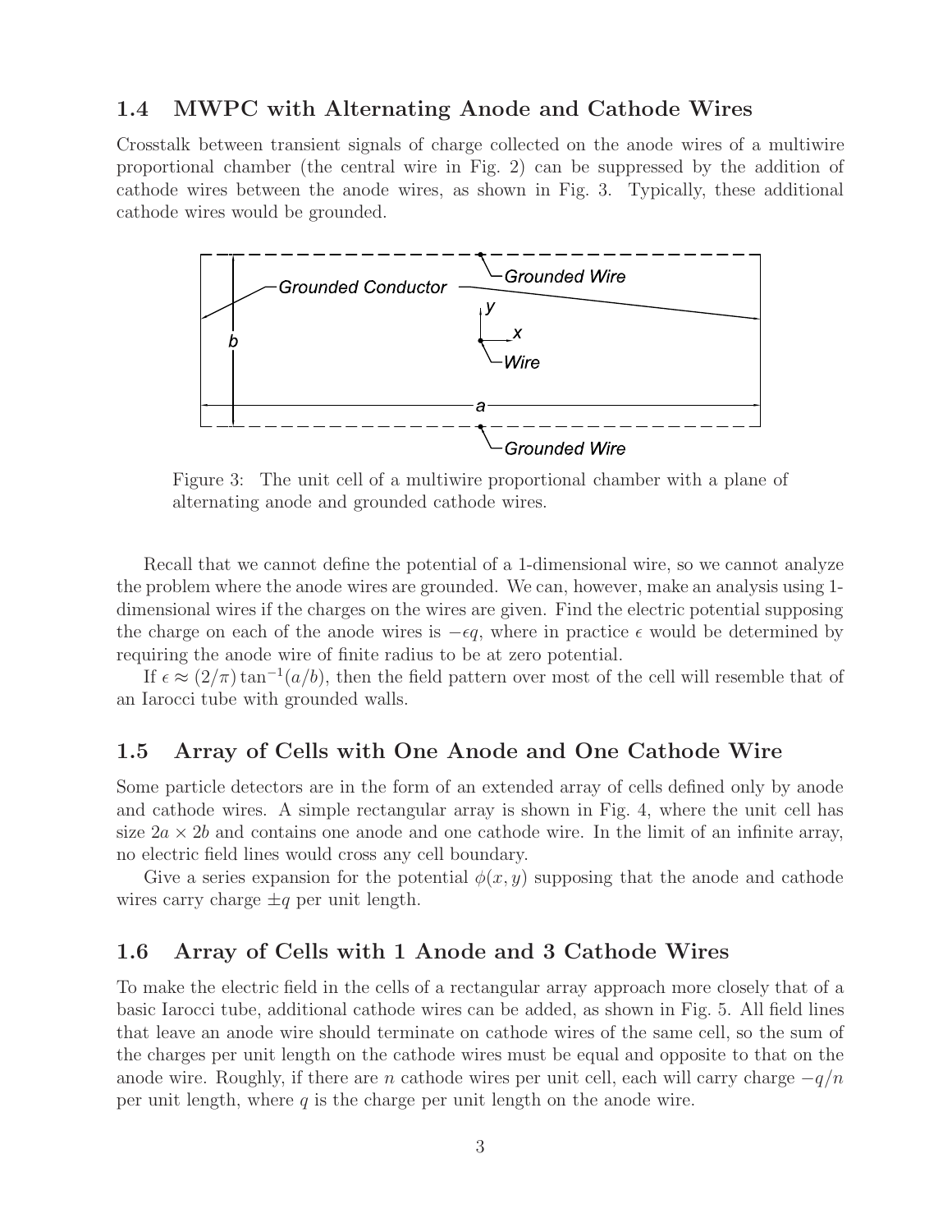## 1.4 MWPC with Alternating Anode and Cathode Wires

Crosstalk between transient signals of charge collected on the anode wires of a multiwire proportional chamber (the central wire in Fig. 2) can be suppressed by the addition of cathode wires between the anode wires, as shown in Fig. 3. Typically, these additional cathode wires would be grounded.

Figure 3: The unit cell of a multiwire proportional chamber with a plane of alternating anode and grounded cathode wires.

Recall that we cannot define the potential of a 1-dimensional wire, so we cannot analyze the problem where the anode wires are grounded. We can, however, make an analysis using 1-dimensional wires if the charges on the wires are given. Find the electric potential supposing the charge on each of the anode wires is $-\epsilon q$, where in practice $\epsilon$ would be determined by requiring the anode wire of finite radius to be at zero potential.

If $\epsilon \approx (2/\pi)\tan^{-1}(a/b)$, then the field pattern over most of the cell will resemble that of an Iarocci tube with grounded walls.

## 1.5 Array of Cells with One Anode and One Cathode Wire

Some particle detectors are in the form of an extended array of cells defined only by anode and cathode wires. A simple rectangular array is shown in Fig. 4, where the unit cell has size $2a \times 2b$ and contains one anode and one cathode wire. In the limit of an infinite array, no electric field lines would cross any cell boundary.

Give a series expansion for the potential $\phi(x, y)$ supposing that the anode and cathode wires carry charge $\pm q$ per unit length.

## 1.6 Array of Cells with 1 Anode and 3 Cathode Wires

To make the electric field in the cells of a rectangular array approach more closely that of a basic Iarocci tube, additional cathode wires can be added, as shown in Fig. 5. All field lines that leave an anode wire should terminate on cathode wires of the same cell, so the sum of the charges per unit length on the cathode wires must be equal and opposite to that on the anode wire. Roughly, if there are $n$ cathode wires per unit cell, each will carry charge $-q/n$ per unit length, where $q$ is the charge per unit length on the anode wire.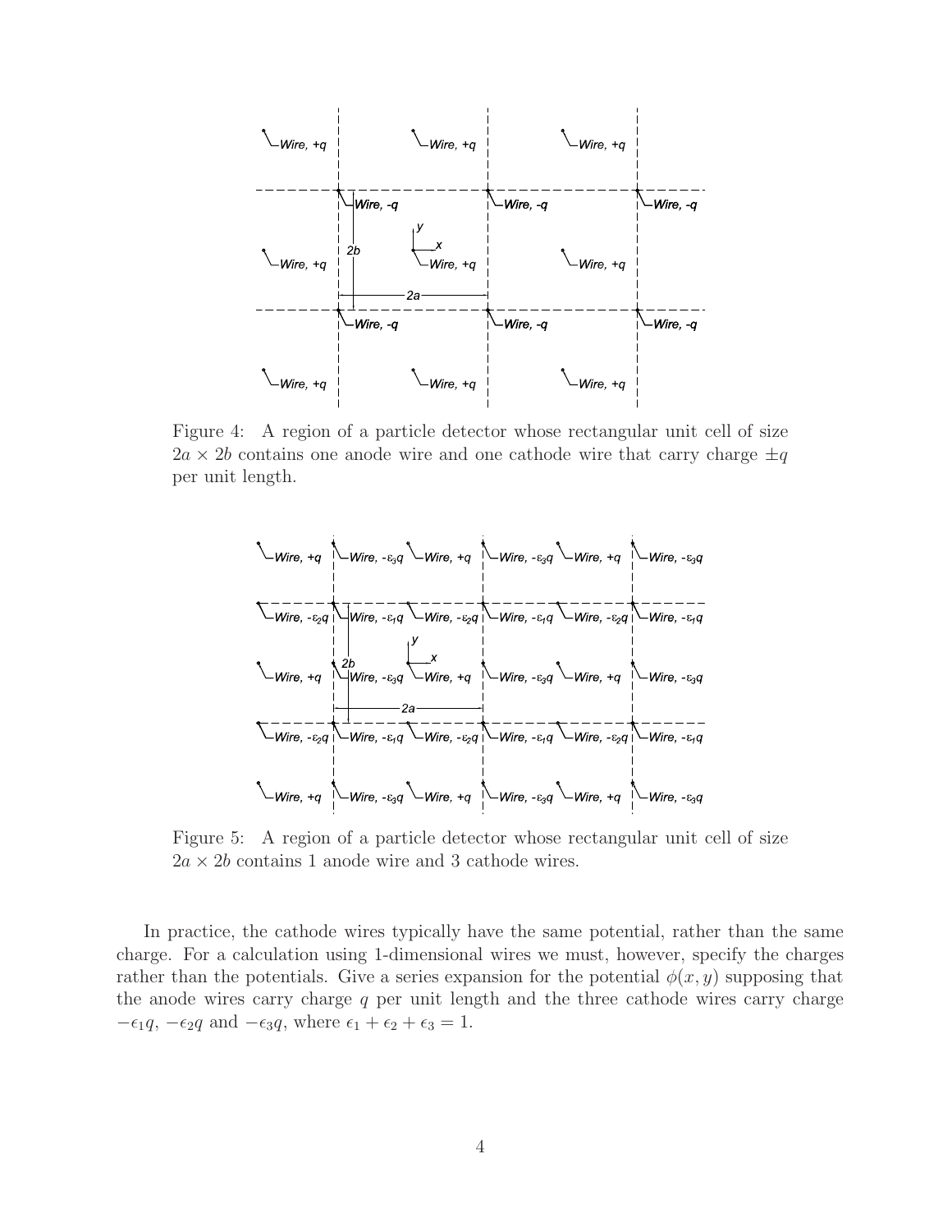Figure 4: A region of a particle detector whose rectangular unit cell of size $2a \times 2b$ contains one anode wire and one cathode wire that carry charge $\pm q$ per unit length.

Figure 5: A region of a particle detector whose rectangular unit cell of size $2a \times 2b$ contains 1 anode wire and 3 cathode wires.

In practice, the cathode wires typically have the same potential, rather than the same charge. For a calculation using 1-dimensional wires we must, however, specify the charges rather than the potentials. Give a series expansion for the potential $\phi(x, y)$ supposing that the anode wires carry charge $q$ per unit length and the three cathode wires carry charge $-\epsilon_1 q$, $-\epsilon_2 q$ and $-\epsilon_3 q$, where $\epsilon_1 + \epsilon_2 + \epsilon_3 = 1$.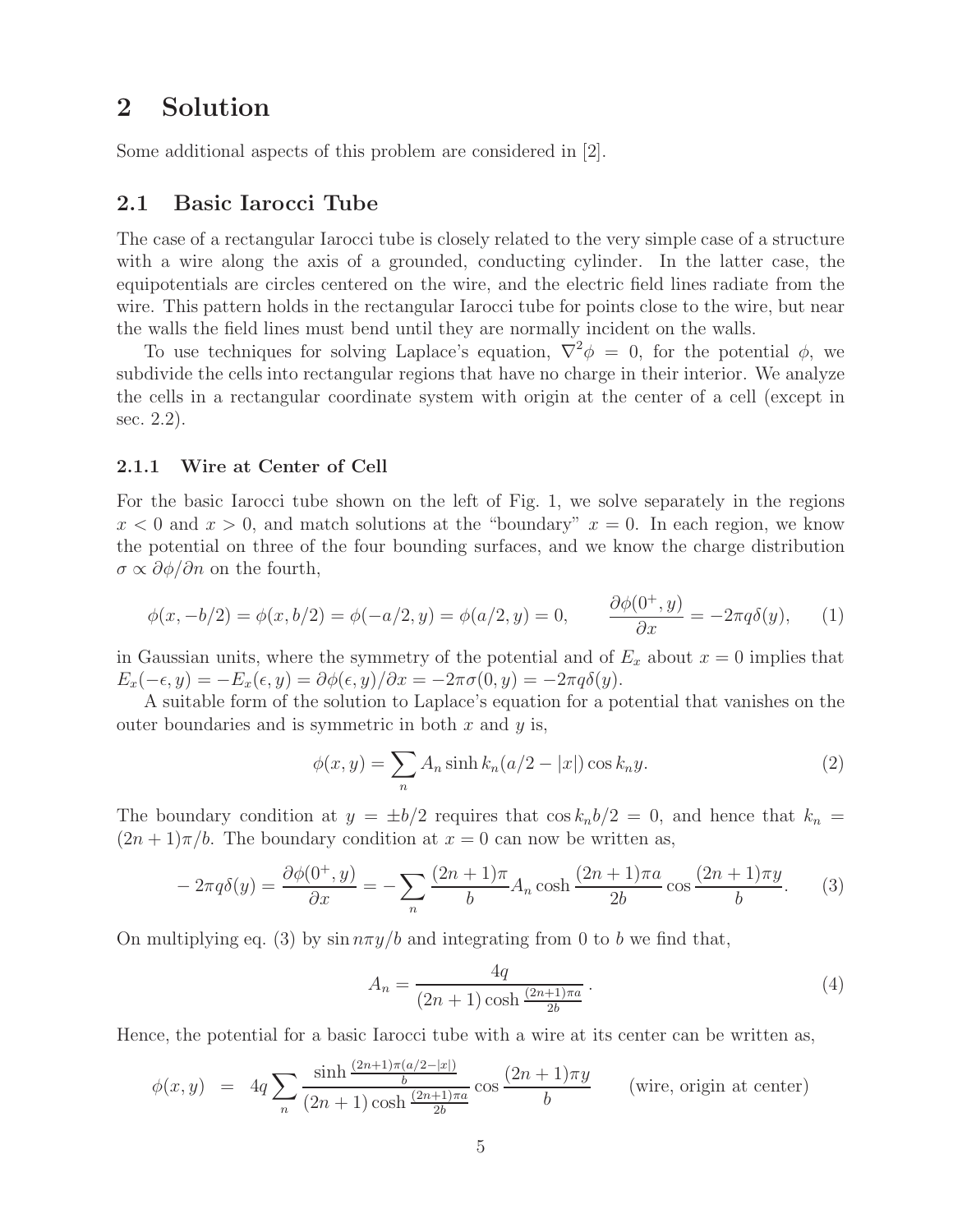## 2 Solution

Some additional aspects of this problem are considered in [2].

### 2.1 Basic Iarocci Tube

The case of a rectangular Iarocci tube is closely related to the very simple case of a structure with a wire along the axis of a grounded, conducting cylinder. In the latter case, the equipotentials are circles centered on the wire, and the electric field lines radiate from the wire. This pattern holds in the rectangular Iarocci tube for points close to the wire, but near the walls the field lines must bend until they are normally incident on the walls.

To use techniques for solving Laplace's equation, $\nabla^2\phi = 0$, for the potential $\phi$, we subdivide the cells into rectangular regions that have no charge in their interior. We analyze the cells in a rectangular coordinate system with origin at the center of a cell (except in sec. 2.2).

#### 2.1.1 Wire at Center of Cell

For the basic Iarocci tube shown on the left of Fig. 1, we solve separately in the regions $x < 0$ and $x > 0$, and match solutions at the "boundary" $x = 0$. In each region, we know the potential on three of the four bounding surfaces, and we know the charge distribution $\sigma \propto \partial\phi/\partial n$ on the fourth,

$$\phi(x, -b/2) = \phi(x, b/2) = \phi(-a/2, y) = \phi(a/2, y) = 0, \qquad \frac{\partial\phi(0^+, y)}{\partial x} = -2\pi q\delta(y), \tag{1}$$

in Gaussian units, where the symmetry of the potential and of $E_x$ about $x = 0$ implies that $E_x(-\epsilon, y) = -E_x(\epsilon, y) = \partial\phi(\epsilon, y)/\partial x = -2\pi\sigma(0, y) = -2\pi q\delta(y)$.

A suitable form of the solution to Laplace's equation for a potential that vanishes on the outer boundaries and is symmetric in both $x$ and $y$ is,

$$\phi(x, y) = \sum_n A_n \sinh k_n(a/2 - |x|)\cos k_n y. \tag{2}$$

The boundary condition at $y = \pm b/2$ requires that $\cos k_n b/2 = 0$, and hence that $k_n = (2n+1)\pi/b$. The boundary condition at $x = 0$ can now be written as,

$$-2\pi q\delta(y) = \frac{\partial\phi(0^+, y)}{\partial x} = -\sum_n \frac{(2n+1)\pi}{b} A_n \cosh\frac{(2n+1)\pi a}{2b}\cos\frac{(2n+1)\pi y}{b}. \tag{3}$$

On multiplying eq. (3) by $\sin n\pi y/b$ and integrating from 0 to $b$ we find that,

$$A_n = \frac{4q}{(2n+1)\cosh\frac{(2n+1)\pi a}{2b}}. \tag{4}$$

Hence, the potential for a basic Iarocci tube with a wire at its center can be written as,

$$\phi(x, y) = 4q\sum_n \frac{\sinh\frac{(2n+1)\pi(a/2-|x|)}{b}}{(2n+1)\cosh\frac{(2n+1)\pi a}{2b}}\cos\frac{(2n+1)\pi y}{b} \qquad \text{(wire, origin at center)}$$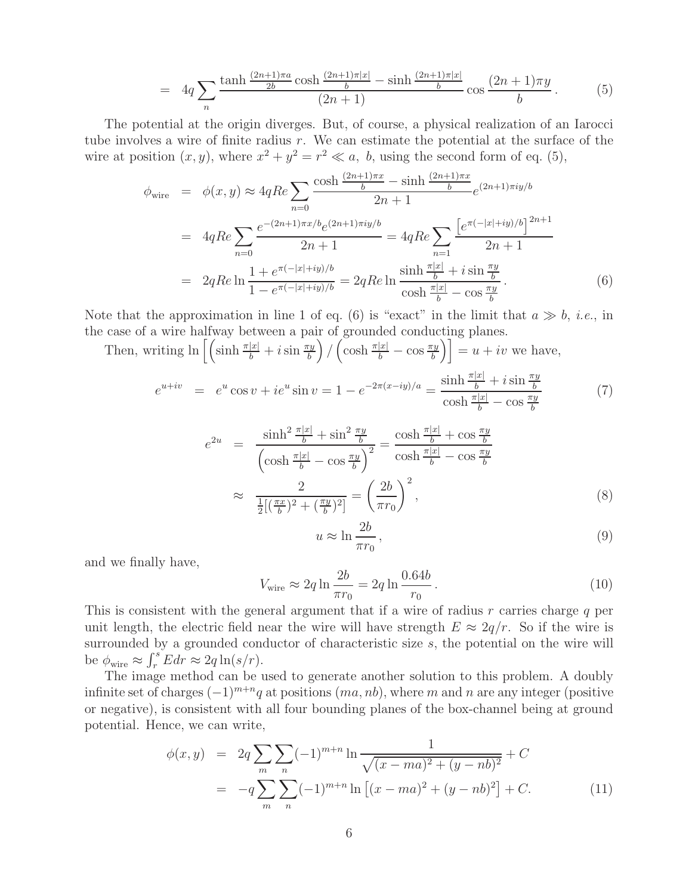$$
= \quad 4q \sum_n \frac{\tanh \frac{(2n+1)\pi a}{2b} \cosh \frac{(2n+1)\pi |x|}{b} - \sinh \frac{(2n+1)\pi |x|}{b}}{(2n+1)} \cos \frac{(2n+1)\pi y}{b} \,. \tag{5}
$$

The potential at the origin diverges. But, of course, a physical realization of an Iarocci tube involves a wire of finite radius $r$. We can estimate the potential at the surface of the wire at position $(x, y)$, where $x^2 + y^2 = r^2 \ll a,\ b$, using the second form of eq. (5),

$$
\begin{aligned}
\phi_{\rm wire} &= \phi(x,y) \approx 4q Re \sum_{n=0} \frac{\cosh \frac{(2n+1)\pi x}{b} - \sinh \frac{(2n+1)\pi x}{b}}{2n+1} e^{(2n+1)\pi i y/b} \\
&= 4q Re \sum_{n=0} \frac{e^{-(2n+1)\pi x/b} e^{(2n+1)\pi i y/b}}{2n+1} = 4q Re \sum_{n=1} \frac{\left[ e^{\pi(-|x|+iy)/b} \right]^{2n+1}}{2n+1} \\
&= 2q Re \ln \frac{1 + e^{\pi(-|x|+iy)/b}}{1 - e^{\pi(-|x|+iy)/b}} = 2q Re \ln \frac{\sinh \frac{\pi |x|}{b} + i \sin \frac{\pi y}{b}}{\cosh \frac{\pi |x|}{b} - \cos \frac{\pi y}{b}} \,.
\end{aligned} \tag{6}
$$

Note that the approximation in line 1 of eq. (6) is "exact" in the limit that $a \gg b$, *i.e.*, in the case of a wire halfway between a pair of grounded conducting planes.

Then, writing $\ln \left[ \left( \sinh \frac{\pi |x|}{b} + i \sin \frac{\pi y}{b} \right) / \left( \cosh \frac{\pi |x|}{b} - \cos \frac{\pi y}{b} \right) \right] = u + iv$ we have,

$$
e^{u+iv} = e^u \cos v + i e^u \sin v = 1 - e^{-2\pi(x-iy)/a} = \frac{\sinh \frac{\pi |x|}{b} + i \sin \frac{\pi y}{b}}{\cosh \frac{\pi |x|}{b} - \cos \frac{\pi y}{b}} \tag{7}
$$

$$
\begin{aligned}
e^{2u} &= \frac{\sinh^2 \frac{\pi |x|}{b} + \sin^2 \frac{\pi y}{b}}{\left( \cosh \frac{\pi |x|}{b} - \cos \frac{\pi y}{b} \right)^2} = \frac{\cosh \frac{\pi |x|}{b} + \cos \frac{\pi y}{b}}{\cosh \frac{\pi |x|}{b} - \cos \frac{\pi y}{b}} \\
&\approx \frac{2}{\frac{1}{2}[(\frac{\pi x}{b})^2 + (\frac{\pi y}{b})^2]} = \left( \frac{2b}{\pi r_0} \right)^2 ,
\end{aligned} \tag{8}
$$

$$
u \approx \ln \frac{2b}{\pi r_0} \,, \tag{9}
$$

and we finally have,

$$
V_{\rm wire} \approx 2q \ln \frac{2b}{\pi r_0} = 2q \ln \frac{0.64b}{r_0} \,. \tag{10}
$$

This is consistent with the general argument that if a wire of radius $r$ carries charge $q$ per unit length, the electric field near the wire will have strength $E \approx 2q/r$. So if the wire is surrounded by a grounded conductor of characteristic size $s$, the potential on the wire will be $\phi_{\rm wire} \approx \int_r^s E dr \approx 2q \ln(s/r)$.

The image method can be used to generate another solution to this problem. A doubly infinite set of charges $(-1)^{m+n} q$ at positions $(ma, nb)$, where $m$ and $n$ are any integer (positive or negative), is consistent with all four bounding planes of the box-channel being at ground potential. Hence, we can write,

$$
\begin{aligned}
\phi(x,y) &= 2q \sum_m \sum_n (-1)^{m+n} \ln \frac{1}{\sqrt{(x-ma)^2 + (y-nb)^2}} + C \\
&= -q \sum_m \sum_n (-1)^{m+n} \ln \left[ (x-ma)^2 + (y-nb)^2 \right] + C.
\end{aligned} \tag{11}
$$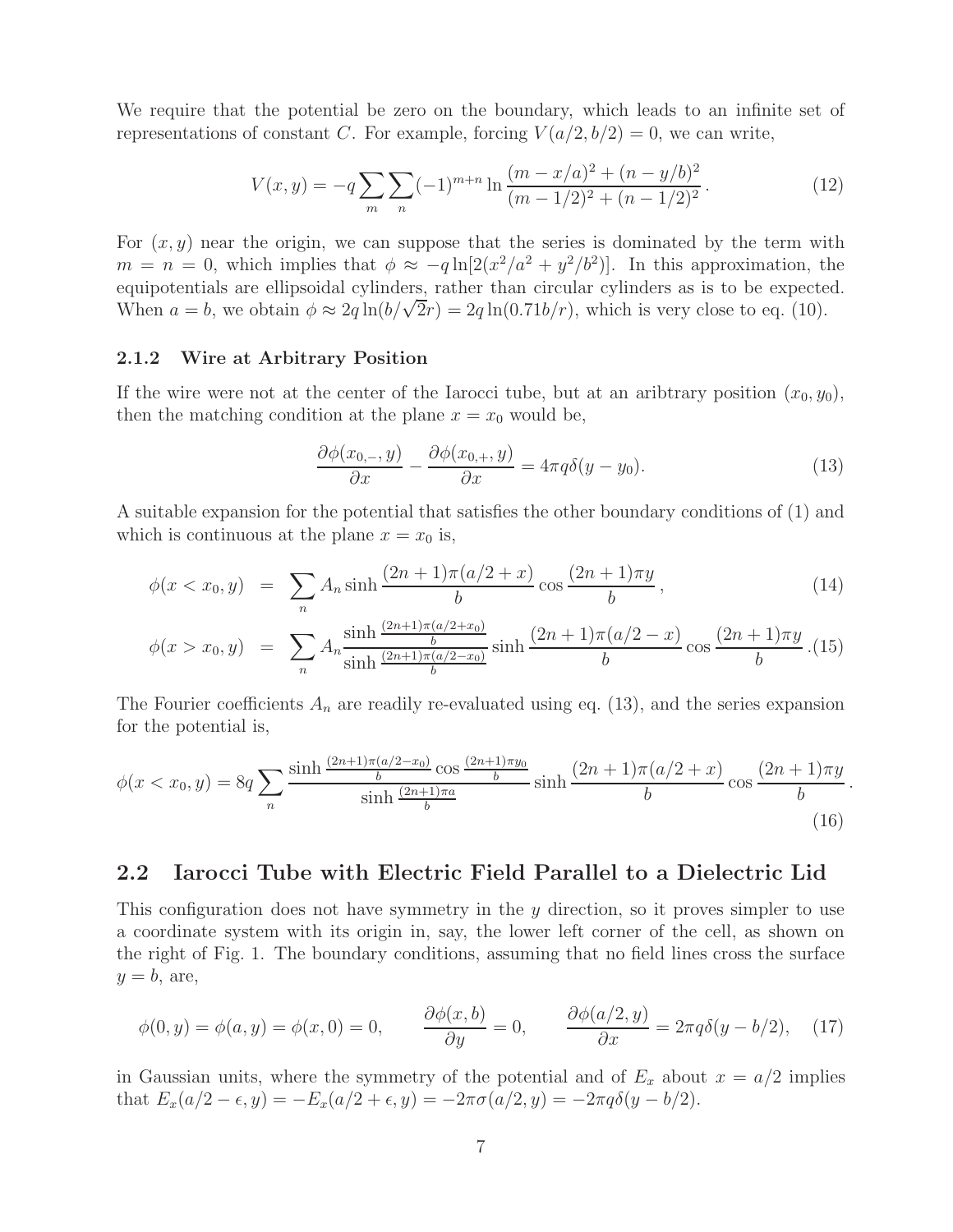We require that the potential be zero on the boundary, which leads to an infinite set of representations of constant $C$. For example, forcing $V(a/2, b/2) = 0$, we can write,

$$V(x,y) = -q \sum_m \sum_n (-1)^{m+n} \ln \frac{(m - x/a)^2 + (n - y/b)^2}{(m-1/2)^2 + (n-1/2)^2} \,. \tag{12}$$

For $(x, y)$ near the origin, we can suppose that the series is dominated by the term with $m = n = 0$, which implies that $\phi \approx -q \ln[2(x^2/a^2 + y^2/b^2)]$. In this approximation, the equipotentials are ellipsoidal cylinders, rather than circular cylinders as is to be expected. When $a = b$, we obtain $\phi \approx 2q \ln(b/\sqrt{2}r) = 2q \ln(0.71b/r)$, which is very close to eq. (10).

### 2.1.2 Wire at Arbitrary Position

If the wire were not at the center of the Iarocci tube, but at an aribtrary position $(x_0, y_0)$, then the matching condition at the plane $x = x_0$ would be,

$$\frac{\partial \phi(x_{0,-}, y)}{\partial x} - \frac{\partial \phi(x_{0,+}, y)}{\partial x} = 4\pi q \delta(y - y_0). \tag{13}$$

A suitable expansion for the potential that satisfies the other boundary conditions of (1) and which is continuous at the plane $x = x_0$ is,

$$\phi(x < x_0, y) = \sum_n A_n \sinh \frac{(2n+1)\pi(a/2 + x)}{b} \cos \frac{(2n+1)\pi y}{b} \,, \tag{14}$$

$$\phi(x > x_0, y) = \sum_n A_n \frac{\sinh \frac{(2n+1)\pi(a/2+x_0)}{b}}{\sinh \frac{(2n+1)\pi(a/2-x_0)}{b}} \sinh \frac{(2n+1)\pi(a/2 - x)}{b} \cos \frac{(2n+1)\pi y}{b} \,. \tag{15}$$

The Fourier coefficients $A_n$ are readily re-evaluated using eq. (13), and the series expansion for the potential is,

$$\phi(x < x_0, y) = 8q \sum_n \frac{\sinh \frac{(2n+1)\pi(a/2-x_0)}{b} \cos \frac{(2n+1)\pi y_0}{b}}{\sinh \frac{(2n+1)\pi a}{b}} \sinh \frac{(2n+1)\pi(a/2 + x)}{b} \cos \frac{(2n+1)\pi y}{b} \,. \tag{16}$$

## 2.2 Iarocci Tube with Electric Field Parallel to a Dielectric Lid

This configuration does not have symmetry in the $y$ direction, so it proves simpler to use a coordinate system with its origin in, say, the lower left corner of the cell, as shown on the right of Fig. 1. The boundary conditions, assuming that no field lines cross the surface $y = b$, are,

$$\phi(0, y) = \phi(a, y) = \phi(x, 0) = 0, \qquad \frac{\partial \phi(x, b)}{\partial y} = 0, \qquad \frac{\partial \phi(a/2, y)}{\partial x} = 2\pi q \delta(y - b/2), \tag{17}$$

in Gaussian units, where the symmetry of the potential and of $E_x$ about $x = a/2$ implies that $E_x(a/2 - \epsilon, y) = -E_x(a/2 + \epsilon, y) = -2\pi\sigma(a/2, y) = -2\pi q \delta(y - b/2)$.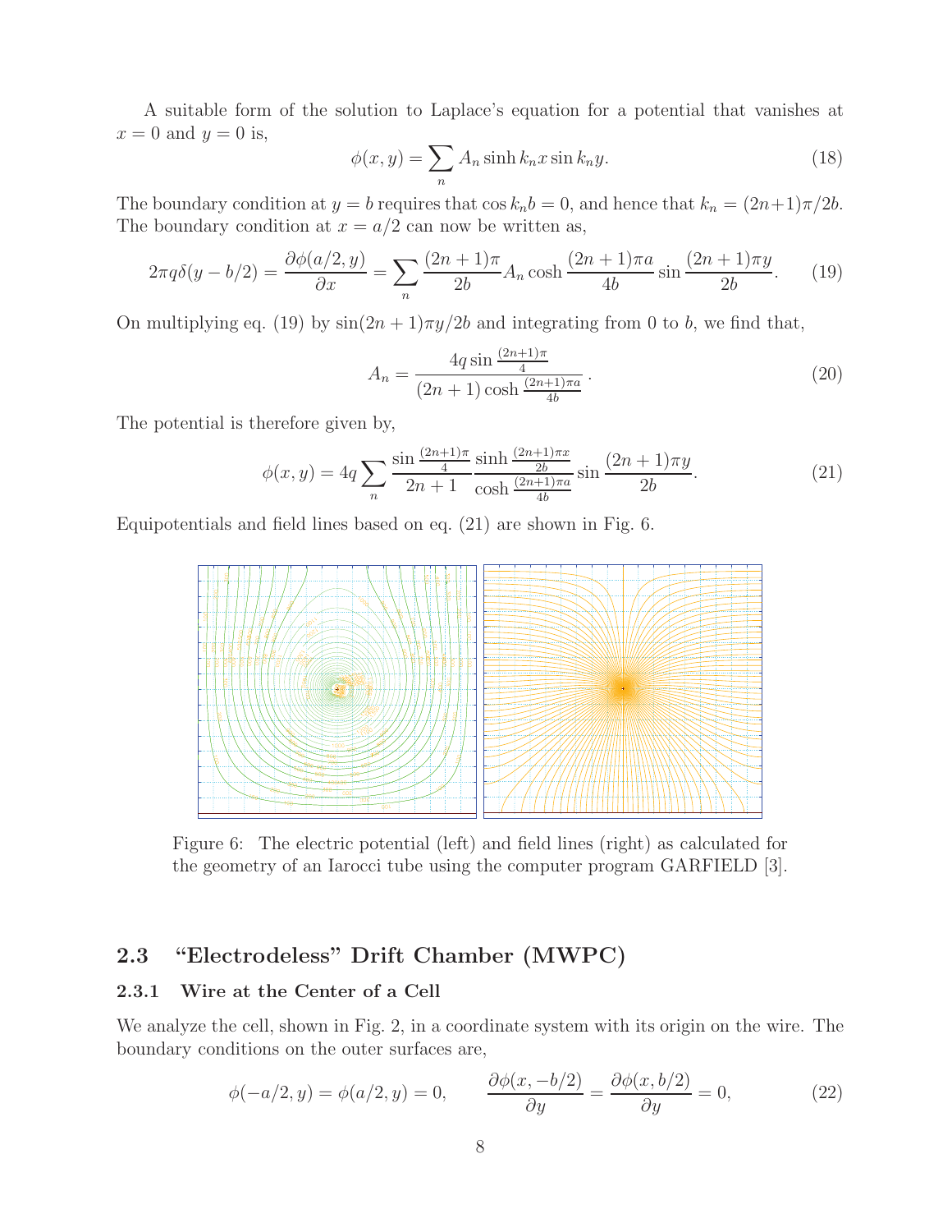A suitable form of the solution to Laplace's equation for a potential that vanishes at $x = 0$ and $y = 0$ is,

$$\phi(x, y) = \sum_n A_n \sinh k_n x \sin k_n y. \tag{18}$$

The boundary condition at $y = b$ requires that $\cos k_n b = 0$, and hence that $k_n = (2n+1)\pi/2b$. The boundary condition at $x = a/2$ can now be written as,

$$2\pi q \delta(y - b/2) = \frac{\partial \phi(a/2, y)}{\partial x} = \sum_n \frac{(2n+1)\pi}{2b} A_n \cosh \frac{(2n+1)\pi a}{4b} \sin \frac{(2n+1)\pi y}{2b}. \tag{19}$$

On multiplying eq. (19) by $\sin(2n+1)\pi y/2b$ and integrating from 0 to $b$, we find that,

$$A_n = \frac{4q \sin \frac{(2n+1)\pi}{4}}{(2n+1) \cosh \frac{(2n+1)\pi a}{4b}}. \tag{20}$$

The potential is therefore given by,

$$\phi(x, y) = 4q \sum_n \frac{\sin \frac{(2n+1)\pi}{4}}{2n+1} \frac{\sinh \frac{(2n+1)\pi x}{2b}}{\cosh \frac{(2n+1)\pi a}{4b}} \sin \frac{(2n+1)\pi y}{2b}. \tag{21}$$

Equipotentials and field lines based on eq. (21) are shown in Fig. 6.

Figure 6: The electric potential (left) and field lines (right) as calculated for the geometry of an Iarocci tube using the computer program GARFIELD [3].

## 2.3 "Electrodeless" Drift Chamber (MWPC)

### 2.3.1 Wire at the Center of a Cell

We analyze the cell, shown in Fig. 2, in a coordinate system with its origin on the wire. The boundary conditions on the outer surfaces are,

$$\phi(-a/2, y) = \phi(a/2, y) = 0, \qquad \frac{\partial \phi(x, -b/2)}{\partial y} = \frac{\partial \phi(x, b/2)}{\partial y} = 0, \tag{22}$$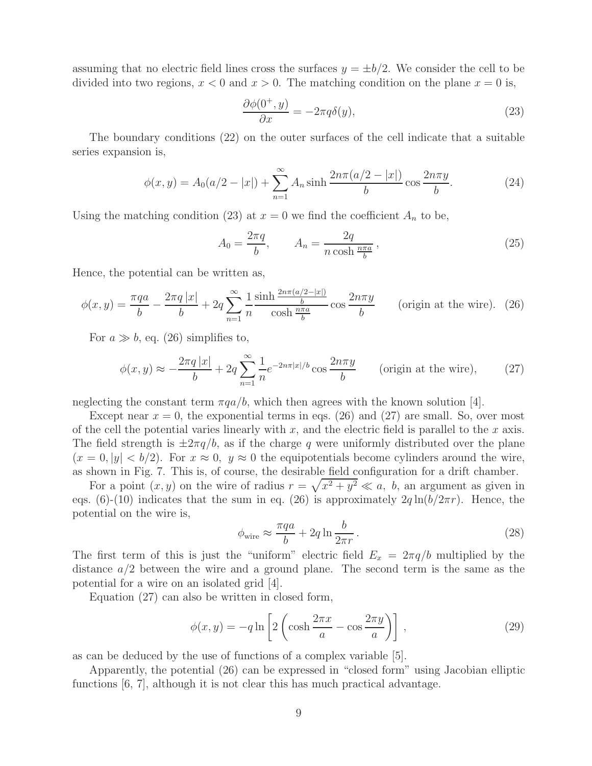assuming that no electric field lines cross the surfaces $y = \pm b/2$. We consider the cell to be divided into two regions, $x < 0$ and $x > 0$. The matching condition on the plane $x = 0$ is,

$$\frac{\partial \phi(0^+, y)}{\partial x} = -2\pi q \delta(y), \tag{23}$$

The boundary conditions (22) on the outer surfaces of the cell indicate that a suitable series expansion is,

$$\phi(x, y) = A_0(a/2 - |x|) + \sum_{n=1}^{\infty} A_n \sinh \frac{2n\pi(a/2 - |x|)}{b} \cos \frac{2n\pi y}{b}. \tag{24}$$

Using the matching condition (23) at $x = 0$ we find the coefficient $A_n$ to be,

$$A_0 = \frac{2\pi q}{b}, \qquad A_n = \frac{2q}{n \cosh \frac{n\pi a}{b}}\,, \tag{25}$$

Hence, the potential can be written as,

$$\phi(x, y) = \frac{\pi q a}{b} - \frac{2\pi q\,|x|}{b} + 2q \sum_{n=1}^{\infty} \frac{1}{n} \frac{\sinh \frac{2n\pi(a/2 - |x|)}{b}}{\cosh \frac{n\pi a}{b}} \cos \frac{2n\pi y}{b} \qquad \text{(origin at the wire)}. \tag{26}$$

For $a \gg b$, eq. (26) simplifies to,

$$\phi(x, y) \approx -\frac{2\pi q\,|x|}{b} + 2q \sum_{n=1}^{\infty} \frac{1}{n} e^{-2n\pi|x|/b} \cos \frac{2n\pi y}{b} \qquad \text{(origin at the wire)}, \tag{27}$$

neglecting the constant term $\pi q a/b$, which then agrees with the known solution [4].

Except near $x = 0$, the exponential terms in eqs. (26) and (27) are small. So, over most of the cell the potential varies linearly with $x$, and the electric field is parallel to the $x$ axis. The field strength is $\pm 2\pi q/b$, as if the charge $q$ were uniformly distributed over the plane $(x = 0, |y| < b/2)$. For $x \approx 0,\ y \approx 0$ the equipotentials become cylinders around the wire, as shown in Fig. 7. This is, of course, the desirable field configuration for a drift chamber.

For a point $(x, y)$ on the wire of radius $r = \sqrt{x^2 + y^2} \ll a,\ b$, an argument as given in eqs. (6)-(10) indicates that the sum in eq. (26) is approximately $2q \ln(b/2\pi r)$. Hence, the potential on the wire is,

$$\phi_{\text{wire}} \approx \frac{\pi q a}{b} + 2q \ln \frac{b}{2\pi r}\,. \tag{28}$$

The first term of this is just the "uniform" electric field $E_x = 2\pi q/b$ multiplied by the distance $a/2$ between the wire and a ground plane. The second term is the same as the potential for a wire on an isolated grid [4].

Equation (27) can also be written in closed form,

$$\phi(x, y) = -q \ln \left[ 2 \left( \cosh \frac{2\pi x}{a} - \cos \frac{2\pi y}{a} \right) \right]\,, \tag{29}$$

as can be deduced by the use of functions of a complex variable [5].

Apparently, the potential (26) can be expressed in "closed form" using Jacobian elliptic functions [6, 7], although it is not clear this has much practical advantage.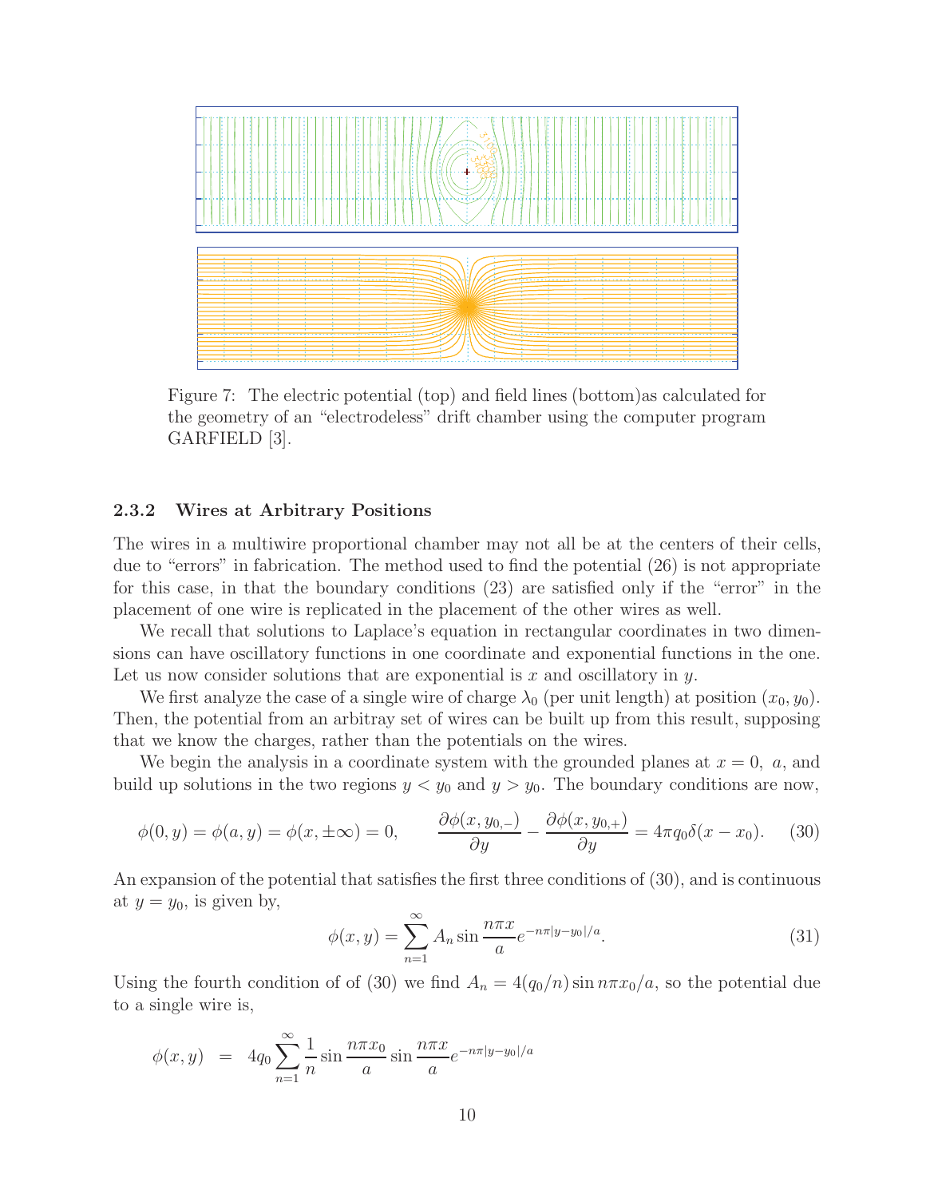Figure 7: The electric potential (top) and field lines (bottom)as calculated for the geometry of an "electrodeless" drift chamber using the computer program GARFIELD [3].

### 2.3.2 Wires at Arbitrary Positions

The wires in a multiwire proportional chamber may not all be at the centers of their cells, due to "errors" in fabrication. The method used to find the potential (26) is not appropriate for this case, in that the boundary conditions (23) are satisfied only if the "error" in the placement of one wire is replicated in the placement of the other wires as well.

We recall that solutions to Laplace's equation in rectangular coordinates in two dimensions can have oscillatory functions in one coordinate and exponential functions in the one. Let us now consider solutions that are exponential is $x$ and oscillatory in $y$.

We first analyze the case of a single wire of charge $\lambda_0$ (per unit length) at position $(x_0, y_0)$. Then, the potential from an arbitray set of wires can be built up from this result, supposing that we know the charges, rather than the potentials on the wires.

We begin the analysis in a coordinate system with the grounded planes at $x = 0,\ a$, and build up solutions in the two regions $y < y_0$ and $y > y_0$. The boundary conditions are now,

$$\phi(0, y) = \phi(a, y) = \phi(x, \pm\infty) = 0, \qquad \frac{\partial \phi(x, y_{0,-})}{\partial y} - \frac{\partial \phi(x, y_{0,+})}{\partial y} = 4\pi q_0 \delta(x - x_0). \tag{30}$$

An expansion of the potential that satisfies the first three conditions of (30), and is continuous at $y = y_0$, is given by,

$$\phi(x, y) = \sum_{n=1}^{\infty} A_n \sin\frac{n\pi x}{a} e^{-n\pi|y-y_0|/a}. \tag{31}$$

Using the fourth condition of of (30) we find $A_n = 4(q_0/n)\sin n\pi x_0/a$, so the potential due to a single wire is,

$$\phi(x, y) \;=\; 4q_0 \sum_{n=1}^{\infty} \frac{1}{n} \sin\frac{n\pi x_0}{a} \sin\frac{n\pi x}{a} e^{-n\pi|y-y_0|/a}$$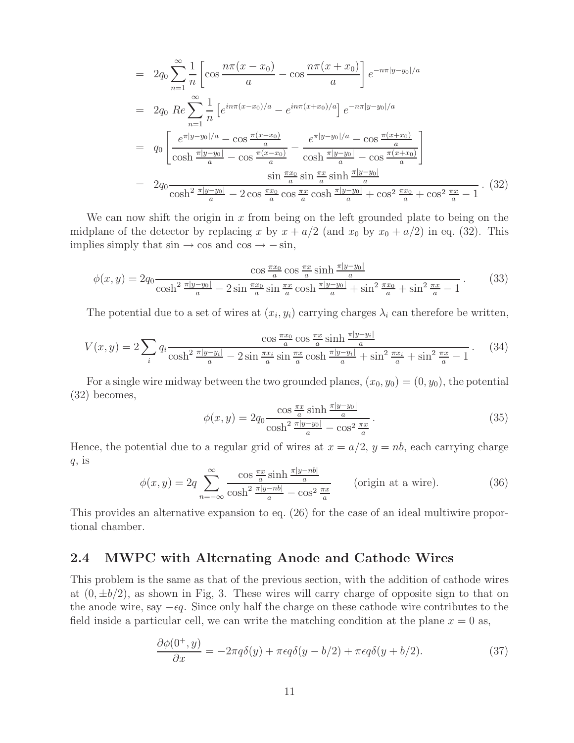$$
\begin{aligned}
&= 2q_0 \sum_{n=1}^{\infty} \frac{1}{n} \left[ \cos \frac{n\pi(x - x_0)}{a} - \cos \frac{n\pi(x + x_0)}{a} \right] e^{-n\pi|y-y_0|/a} \\
&= 2q_0 \ Re \sum_{n=1}^{\infty} \frac{1}{n} \left[ e^{in\pi(x-x_0)/a} - e^{in\pi(x+x_0)/a} \right] e^{-n\pi|y-y_0|/a} \\
&= q_0 \left[ \frac{e^{\pi|y-y_0|/a} - \cos \frac{\pi(x-x_0)}{a}}{\cosh \frac{\pi|y-y_0|}{a} - \cos \frac{\pi(x-x_0)}{a}} - \frac{e^{\pi|y-y_0|/a} - \cos \frac{\pi(x+x_0)}{a}}{\cosh \frac{\pi|y-y_0|}{a} - \cos \frac{\pi(x+x_0)}{a}} \right] \\
&= 2q_0 \frac{\sin \frac{\pi x_0}{a} \sin \frac{\pi x}{a} \sinh \frac{\pi|y-y_0|}{a}}{\cosh^2 \frac{\pi|y-y_0|}{a} - 2\cos \frac{\pi x_0}{a} \cos \frac{\pi x}{a} \cosh \frac{\pi|y-y_0|}{a} + \cos^2 \frac{\pi x_0}{a} + \cos^2 \frac{\pi x}{a} - 1} . \quad (32)
\end{aligned}
$$

We can now shift the origin in $x$ from being on the left grounded plate to being on the midplane of the detector by replacing $x$ by $x + a/2$ (and $x_0$ by $x_0 + a/2$) in eq. (32). This implies simply that $\sin \to \cos$ and $\cos \to -\sin$,

$$
\phi(x, y) = 2q_0 \frac{\cos \frac{\pi x_0}{a} \cos \frac{\pi x}{a} \sinh \frac{\pi|y-y_0|}{a}}{\cosh^2 \frac{\pi|y-y_0|}{a} - 2\sin \frac{\pi x_0}{a} \sin \frac{\pi x}{a} \cosh \frac{\pi|y-y_0|}{a} + \sin^2 \frac{\pi x_0}{a} + \sin^2 \frac{\pi x}{a} - 1} . \quad (33)
$$

The potential due to a set of wires at $(x_i, y_i)$ carrying charges $\lambda_i$ can therefore be written,

$$
V(x, y) = 2 \sum_i q_i \frac{\cos \frac{\pi x_0}{a} \cos \frac{\pi x}{a} \sinh \frac{\pi|y-y_i|}{a}}{\cosh^2 \frac{\pi|y-y_i|}{a} - 2\sin \frac{\pi x_i}{a} \sin \frac{\pi x}{a} \cosh \frac{\pi|y-y_i|}{a} + \sin^2 \frac{\pi x_i}{a} + \sin^2 \frac{\pi x}{a} - 1} . \quad (34)
$$

For a single wire midway between the two grounded planes, $(x_0, y_0) = (0, y_0)$, the potential (32) becomes,

$$
\phi(x, y) = 2q_0 \frac{\cos \frac{\pi x}{a} \sinh \frac{\pi|y-y_0|}{a}}{\cosh^2 \frac{\pi|y-y_0|}{a} - \cos^2 \frac{\pi x}{a}} . \quad (35)
$$

Hence, the potential due to a regular grid of wires at $x = a/2$, $y = nb$, each carrying charge $q$, is

$$
\phi(x, y) = 2q \sum_{n=-\infty}^{\infty} \frac{\cos \frac{\pi x}{a} \sinh \frac{\pi|y-nb|}{a}}{\cosh^2 \frac{\pi|y-nb|}{a} - \cos^2 \frac{\pi x}{a}} \qquad \text{(origin at a wire).} \quad (36)
$$

This provides an alternative expansion to eq. (26) for the case of an ideal multiwire proportional chamber.

## 2.4 MWPC with Alternating Anode and Cathode Wires

This problem is the same as that of the previous section, with the addition of cathode wires at $(0, \pm b/2)$, as shown in Fig, 3. These wires will carry charge of opposite sign to that on the anode wire, say $-\epsilon q$. Since only half the charge on these cathode wire contributes to the field inside a particular cell, we can write the matching condition at the plane $x = 0$ as,

$$
\frac{\partial \phi(0^+, y)}{\partial x} = -2\pi q \delta(y) + \pi \epsilon q \delta(y - b/2) + \pi \epsilon q \delta(y + b/2). \quad (37)
$$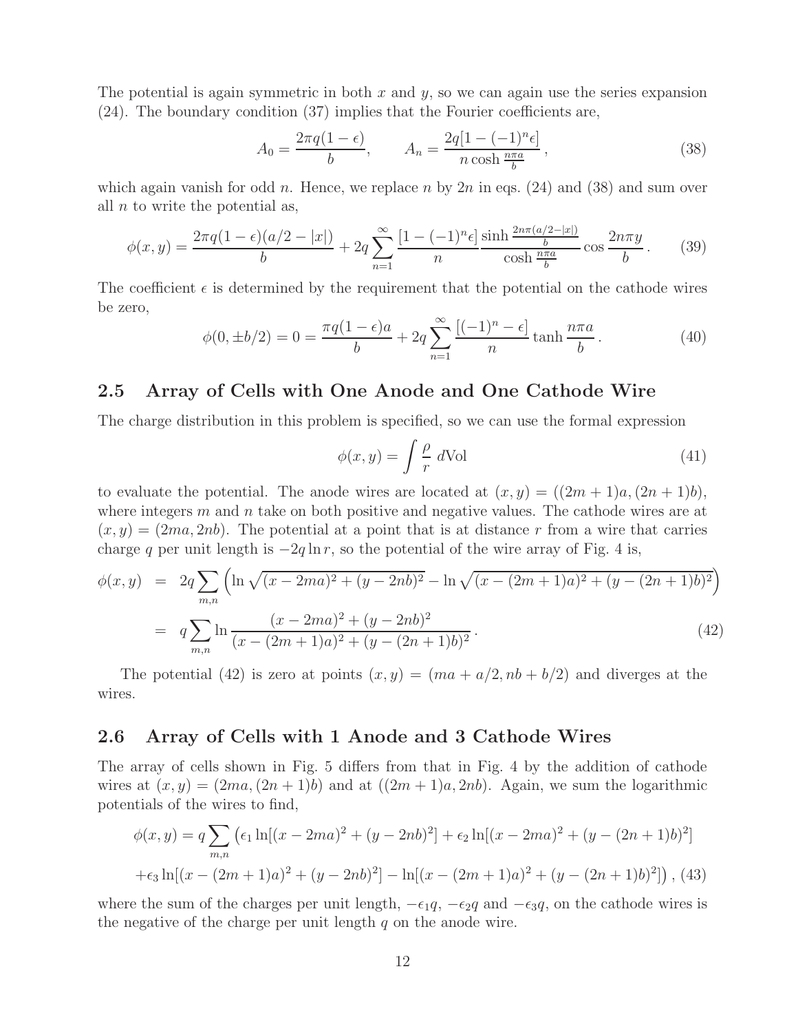The potential is again symmetric in both $x$ and $y$, so we can again use the series expansion (24). The boundary condition (37) implies that the Fourier coefficients are,

$$A_0 = \frac{2\pi q(1-\epsilon)}{b}, \qquad A_n = \frac{2q[1-(-1)^n \epsilon]}{n \cosh \frac{n\pi a}{b}}, \tag{38}$$

which again vanish for odd $n$. Hence, we replace $n$ by $2n$ in eqs. (24) and (38) and sum over all $n$ to write the potential as,

$$\phi(x,y) = \frac{2\pi q(1-\epsilon)(a/2-|x|)}{b} + 2q\sum_{n=1}^{\infty} \frac{[1-(-1)^n\epsilon]}{n} \frac{\sinh \frac{2n\pi(a/2-|x|)}{b}}{\cosh \frac{n\pi a}{b}} \cos \frac{2n\pi y}{b}. \tag{39}$$

The coefficient $\epsilon$ is determined by the requirement that the potential on the cathode wires be zero,

$$\phi(0,\pm b/2) = 0 = \frac{\pi q(1-\epsilon)a}{b} + 2q\sum_{n=1}^{\infty} \frac{[(-1)^n - \epsilon]}{n} \tanh \frac{n\pi a}{b}. \tag{40}$$

## 2.5 Array of Cells with One Anode and One Cathode Wire

The charge distribution in this problem is specified, so we can use the formal expression

$$\phi(x,y) = \int \frac{\rho}{r} \, d\text{Vol} \tag{41}$$

to evaluate the potential. The anode wires are located at $(x,y) = ((2m+1)a, (2n+1)b)$, where integers $m$ and $n$ take on both positive and negative values. The cathode wires are at $(x,y) = (2ma, 2nb)$. The potential at a point that is at distance $r$ from a wire that carries charge $q$ per unit length is $-2q\ln r$, so the potential of the wire array of Fig. 4 is,

$$\begin{aligned}
\phi(x,y) &= 2q\sum_{m,n}\left(\ln\sqrt{(x-2ma)^2+(y-2nb)^2} - \ln\sqrt{(x-(2m+1)a)^2+(y-(2n+1)b)^2}\right) \\
&= q\sum_{m,n}\ln\frac{(x-2ma)^2+(y-2nb)^2}{(x-(2m+1)a)^2+(y-(2n+1)b)^2}.
\end{aligned} \tag{42}$$

The potential (42) is zero at points $(x,y) = (ma + a/2, nb + b/2)$ and diverges at the wires.

## 2.6 Array of Cells with 1 Anode and 3 Cathode Wires

The array of cells shown in Fig. 5 differs from that in Fig. 4 by the addition of cathode wires at $(x,y) = (2ma, (2n+1)b)$ and at $((2m+1)a, 2nb)$. Again, we sum the logarithmic potentials of the wires to find,

$$\begin{aligned}
\phi(x,y) = q\sum_{m,n}&\left(\epsilon_1 \ln[(x-2ma)^2+(y-2nb)^2] + \epsilon_2 \ln[(x-2ma)^2+(y-(2n+1)b)^2]\right. \\
&\left. +\epsilon_3 \ln[(x-(2m+1)a)^2+(y-2nb)^2] - \ln[(x-(2m+1)a)^2+(y-(2n+1)b)^2]\right),
\end{aligned} \tag{43}$$

where the sum of the charges per unit length, $-\epsilon_1 q$, $-\epsilon_2 q$ and $-\epsilon_3 q$, on the cathode wires is the negative of the charge per unit length $q$ on the anode wire.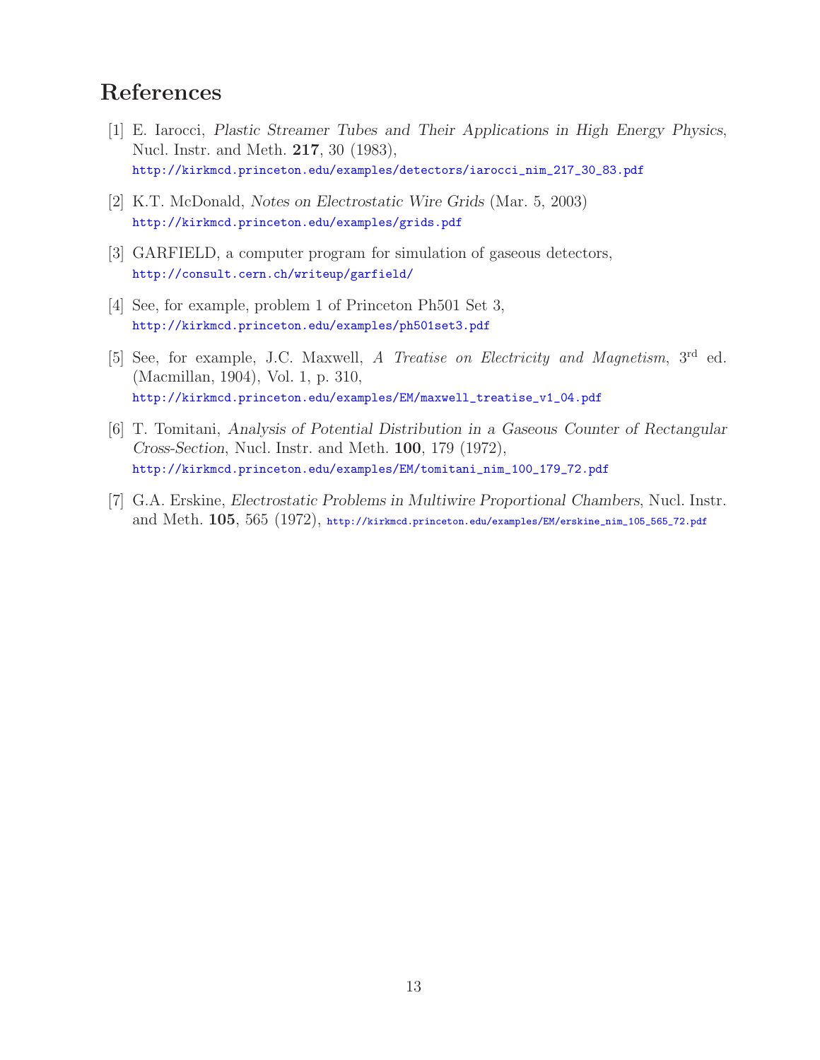# References

[1] E. Iarocci, *Plastic Streamer Tubes and Their Applications in High Energy Physics*, Nucl. Instr. and Meth. **217**, 30 (1983),
http://kirkmcd.princeton.edu/examples/detectors/iarocci_nim_217_30_83.pdf

[2] K.T. McDonald, *Notes on Electrostatic Wire Grids* (Mar. 5, 2003)
http://kirkmcd.princeton.edu/examples/grids.pdf

[3] GARFIELD, a computer program for simulation of gaseous detectors,
http://consult.cern.ch/writeup/garfield/

[4] See, for example, problem 1 of Princeton Ph501 Set 3,
http://kirkmcd.princeton.edu/examples/ph501set3.pdf

[5] See, for example, J.C. Maxwell, *A Treatise on Electricity and Magnetism*, 3rd ed. (Macmillan, 1904), Vol. 1, p. 310,
http://kirkmcd.princeton.edu/examples/EM/maxwell_treatise_v1_04.pdf

[6] T. Tomitani, *Analysis of Potential Distribution in a Gaseous Counter of Rectangular Cross-Section*, Nucl. Instr. and Meth. **100**, 179 (1972),
http://kirkmcd.princeton.edu/examples/EM/tomitani_nim_100_179_72.pdf

[7] G.A. Erskine, *Electrostatic Problems in Multiwire Proportional Chambers*, Nucl. Instr. and Meth. **105**, 565 (1972), http://kirkmcd.princeton.edu/examples/EM/erskine_nim_105_565_72.pdf